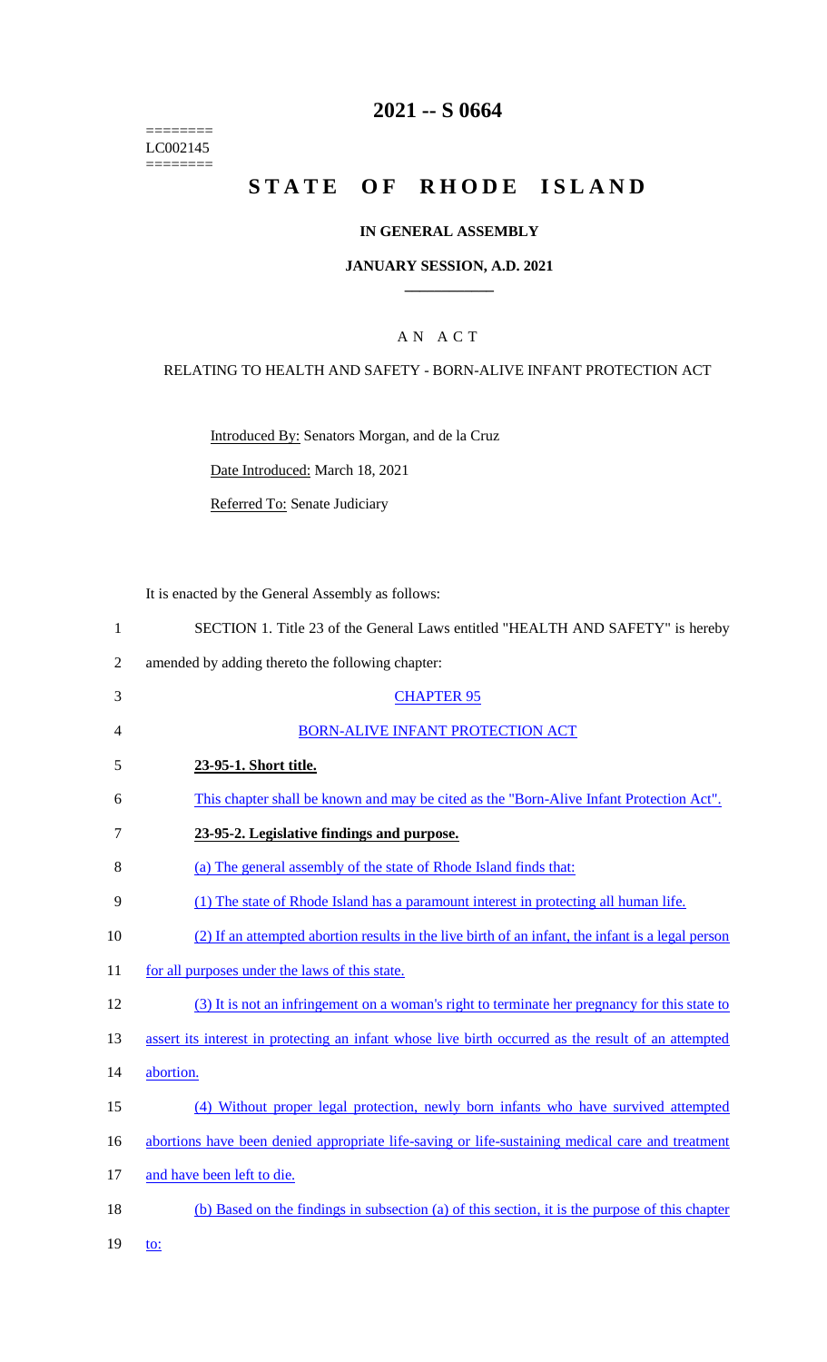========
LC002145
========

# 2021 -- S 0664

# STATE OF RHODE ISLAND

## IN GENERAL ASSEMBLY

### JANUARY SESSION, A.D. 2021

---

A N A C T

RELATING TO HEALTH AND SAFETY - BORN-ALIVE INFANT PROTECTION ACT

Introduced By: Senators Morgan, and de la Cruz

Date Introduced: March 18, 2021

Referred To: Senate Judiciary

It is enacted by the General Assembly as follows:

1 SECTION 1. Title 23 of the General Laws entitled "HEALTH AND SAFETY" is hereby
2 amended by adding thereto the following chapter:

3 CHAPTER 95

4 BORN-ALIVE INFANT PROTECTION ACT

5 **23-95-1. Short title.**

6 This chapter shall be known and may be cited as the "Born-Alive Infant Protection Act".

7 **23-95-2. Legislative findings and purpose.**

8 (a) The general assembly of the state of Rhode Island finds that:

9 (1) The state of Rhode Island has a paramount interest in protecting all human life.

10 (2) If an attempted abortion results in the live birth of an infant, the infant is a legal person
11 for all purposes under the laws of this state.

12 (3) It is not an infringement on a woman's right to terminate her pregnancy for this state to
13 assert its interest in protecting an infant whose live birth occurred as the result of an attempted
14 abortion.

15 (4) Without proper legal protection, newly born infants who have survived attempted
16 abortions have been denied appropriate life-saving or life-sustaining medical care and treatment
17 and have been left to die.

18 (b) Based on the findings in subsection (a) of this section, it is the purpose of this chapter
19 to: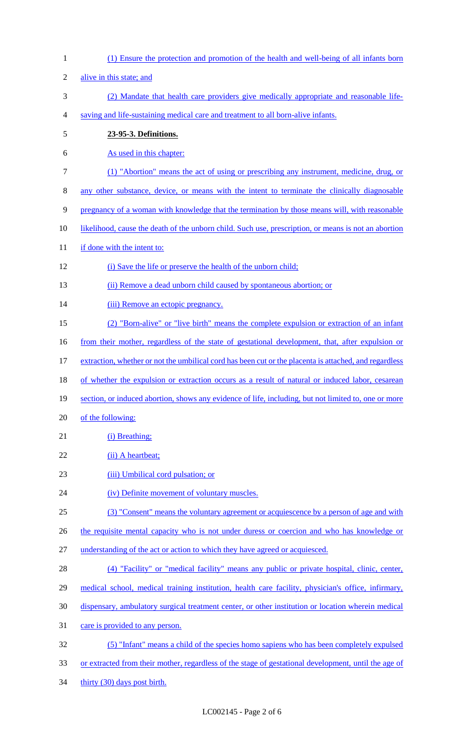(1) Ensure the protection and promotion of the health and well-being of all infants born alive in this state; and

(2) Mandate that health care providers give medically appropriate and reasonable life-saving and life-sustaining medical care and treatment to all born-alive infants.

**23-95-3. Definitions.**

As used in this chapter:

(1) "Abortion" means the act of using or prescribing any instrument, medicine, drug, or any other substance, device, or means with the intent to terminate the clinically diagnosable pregnancy of a woman with knowledge that the termination by those means will, with reasonable likelihood, cause the death of the unborn child. Such use, prescription, or means is not an abortion if done with the intent to:

(i) Save the life or preserve the health of the unborn child;

(ii) Remove a dead unborn child caused by spontaneous abortion; or

(iii) Remove an ectopic pregnancy.

(2) "Born-alive" or "live birth" means the complete expulsion or extraction of an infant from their mother, regardless of the state of gestational development, that, after expulsion or extraction, whether or not the umbilical cord has been cut or the placenta is attached, and regardless of whether the expulsion or extraction occurs as a result of natural or induced labor, cesarean section, or induced abortion, shows any evidence of life, including, but not limited to, one or more of the following:

(i) Breathing;

(ii) A heartbeat;

(iii) Umbilical cord pulsation; or

(iv) Definite movement of voluntary muscles.

(3) "Consent" means the voluntary agreement or acquiescence by a person of age and with the requisite mental capacity who is not under duress or coercion and who has knowledge or understanding of the act or action to which they have agreed or acquiesced.

(4) "Facility" or "medical facility" means any public or private hospital, clinic, center, medical school, medical training institution, health care facility, physician's office, infirmary, dispensary, ambulatory surgical treatment center, or other institution or location wherein medical care is provided to any person.

(5) "Infant" means a child of the species homo sapiens who has been completely expulsed or extracted from their mother, regardless of the stage of gestational development, until the age of thirty (30) days post birth.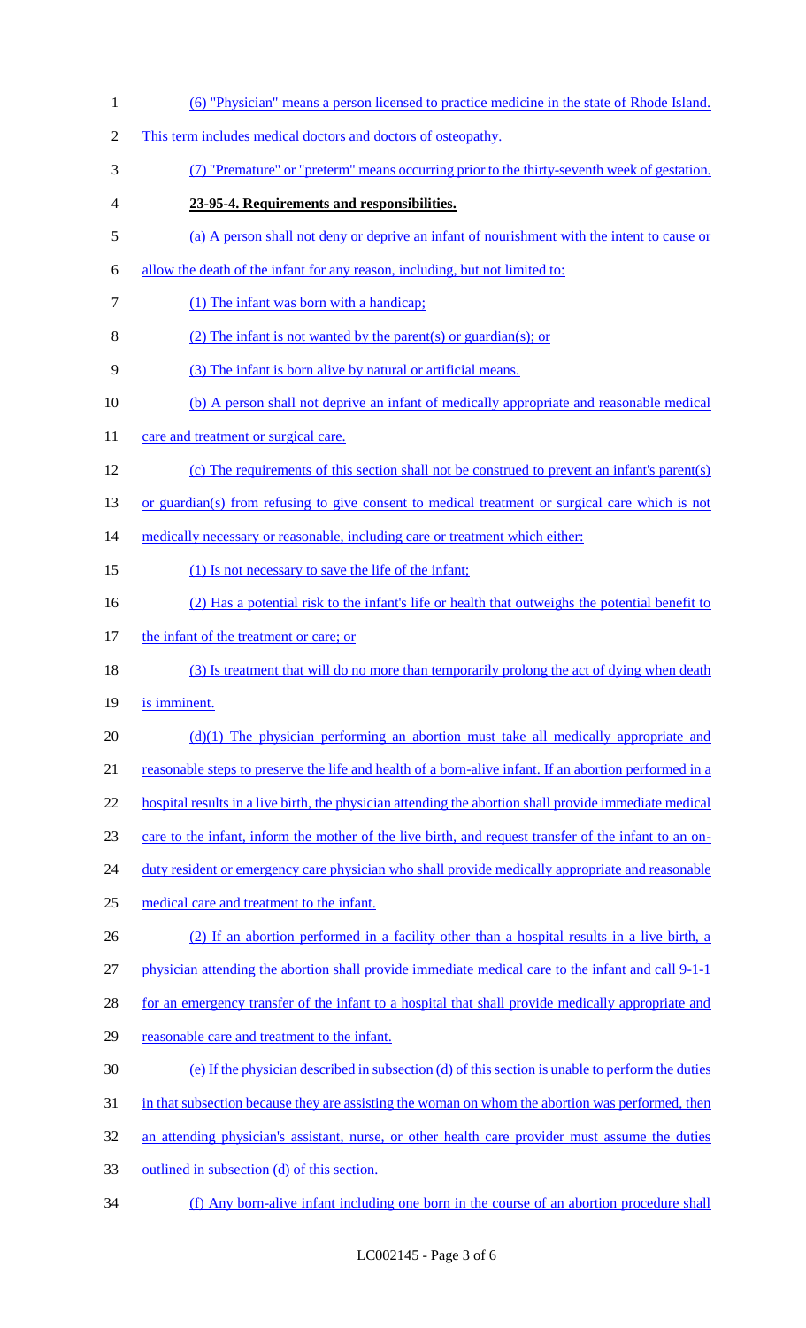(6) "Physician" means a person licensed to practice medicine in the state of Rhode Island. This term includes medical doctors and doctors of osteopathy.

(7) "Premature" or "preterm" means occurring prior to the thirty-seventh week of gestation.

**23-95-4. Requirements and responsibilities.**

(a) A person shall not deny or deprive an infant of nourishment with the intent to cause or allow the death of the infant for any reason, including, but not limited to:

(1) The infant was born with a handicap;

(2) The infant is not wanted by the parent(s) or guardian(s); or

(3) The infant is born alive by natural or artificial means.

(b) A person shall not deprive an infant of medically appropriate and reasonable medical care and treatment or surgical care.

(c) The requirements of this section shall not be construed to prevent an infant's parent(s) or guardian(s) from refusing to give consent to medical treatment or surgical care which is not medically necessary or reasonable, including care or treatment which either:

(1) Is not necessary to save the life of the infant;

(2) Has a potential risk to the infant's life or health that outweighs the potential benefit to the infant of the treatment or care; or

(3) Is treatment that will do no more than temporarily prolong the act of dying when death is imminent.

(d)(1) The physician performing an abortion must take all medically appropriate and reasonable steps to preserve the life and health of a born-alive infant. If an abortion performed in a hospital results in a live birth, the physician attending the abortion shall provide immediate medical care to the infant, inform the mother of the live birth, and request transfer of the infant to an on-duty resident or emergency care physician who shall provide medically appropriate and reasonable medical care and treatment to the infant.

(2) If an abortion performed in a facility other than a hospital results in a live birth, a physician attending the abortion shall provide immediate medical care to the infant and call 9-1-1 for an emergency transfer of the infant to a hospital that shall provide medically appropriate and reasonable care and treatment to the infant.

(e) If the physician described in subsection (d) of this section is unable to perform the duties in that subsection because they are assisting the woman on whom the abortion was performed, then an attending physician's assistant, nurse, or other health care provider must assume the duties outlined in subsection (d) of this section.

(f) Any born-alive infant including one born in the course of an abortion procedure shall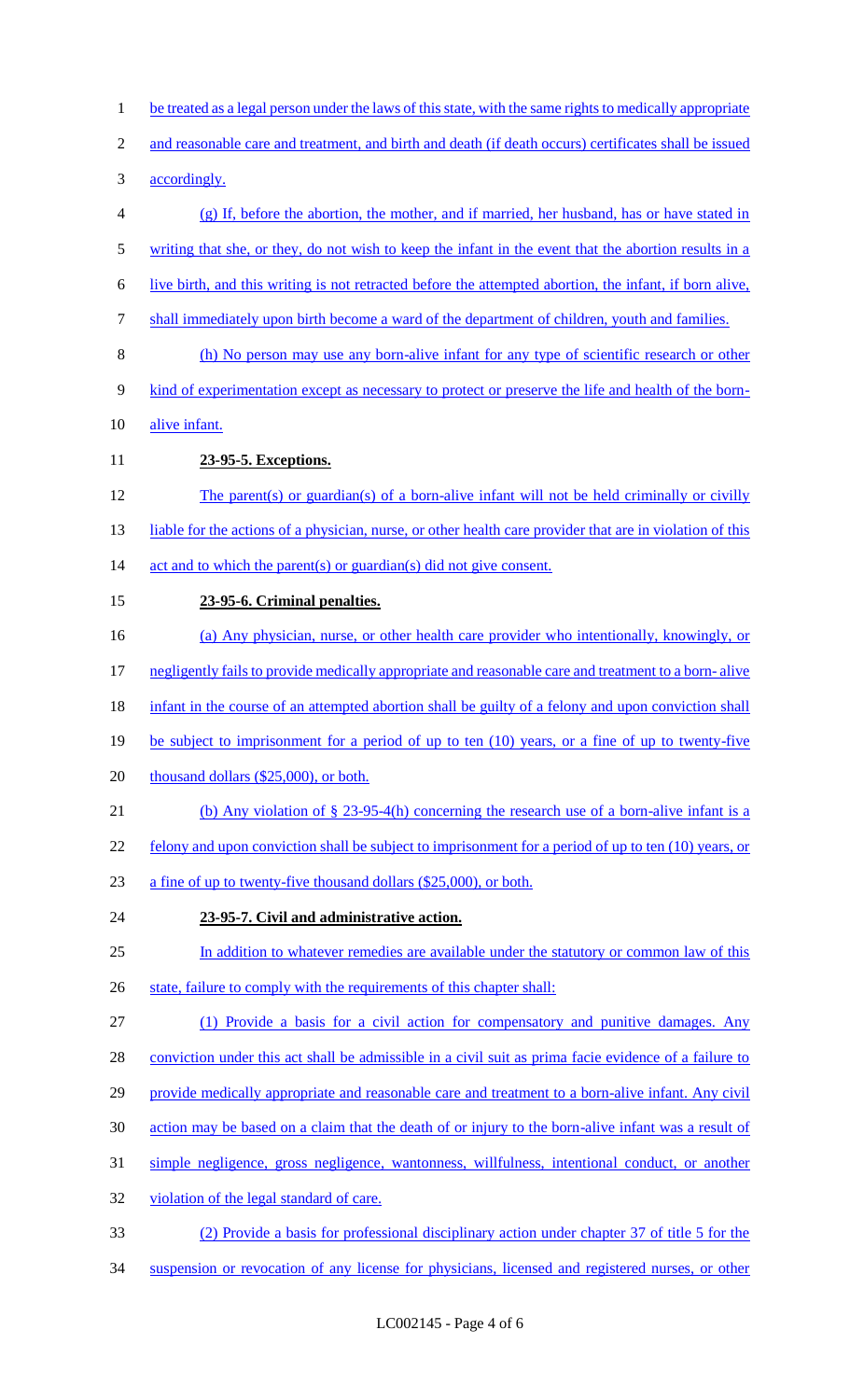be treated as a legal person under the laws of this state, with the same rights to medically appropriate and reasonable care and treatment, and birth and death (if death occurs) certificates shall be issued accordingly.

(g) If, before the abortion, the mother, and if married, her husband, has or have stated in writing that she, or they, do not wish to keep the infant in the event that the abortion results in a live birth, and this writing is not retracted before the attempted abortion, the infant, if born alive, shall immediately upon birth become a ward of the department of children, youth and families.

(h) No person may use any born-alive infant for any type of scientific research or other kind of experimentation except as necessary to protect or preserve the life and health of the born-alive infant.

**23-95-5. Exceptions.**

The parent(s) or guardian(s) of a born-alive infant will not be held criminally or civilly liable for the actions of a physician, nurse, or other health care provider that are in violation of this act and to which the parent(s) or guardian(s) did not give consent.

**23-95-6. Criminal penalties.**

(a) Any physician, nurse, or other health care provider who intentionally, knowingly, or negligently fails to provide medically appropriate and reasonable care and treatment to a born- alive infant in the course of an attempted abortion shall be guilty of a felony and upon conviction shall be subject to imprisonment for a period of up to ten (10) years, or a fine of up to twenty-five thousand dollars ($25,000), or both.

(b) Any violation of § 23-95-4(h) concerning the research use of a born-alive infant is a felony and upon conviction shall be subject to imprisonment for a period of up to ten (10) years, or a fine of up to twenty-five thousand dollars ($25,000), or both.

**23-95-7. Civil and administrative action.**

In addition to whatever remedies are available under the statutory or common law of this state, failure to comply with the requirements of this chapter shall:

(1) Provide a basis for a civil action for compensatory and punitive damages. Any conviction under this act shall be admissible in a civil suit as prima facie evidence of a failure to provide medically appropriate and reasonable care and treatment to a born-alive infant. Any civil action may be based on a claim that the death of or injury to the born-alive infant was a result of simple negligence, gross negligence, wantonness, willfulness, intentional conduct, or another violation of the legal standard of care.

(2) Provide a basis for professional disciplinary action under chapter 37 of title 5 for the suspension or revocation of any license for physicians, licensed and registered nurses, or other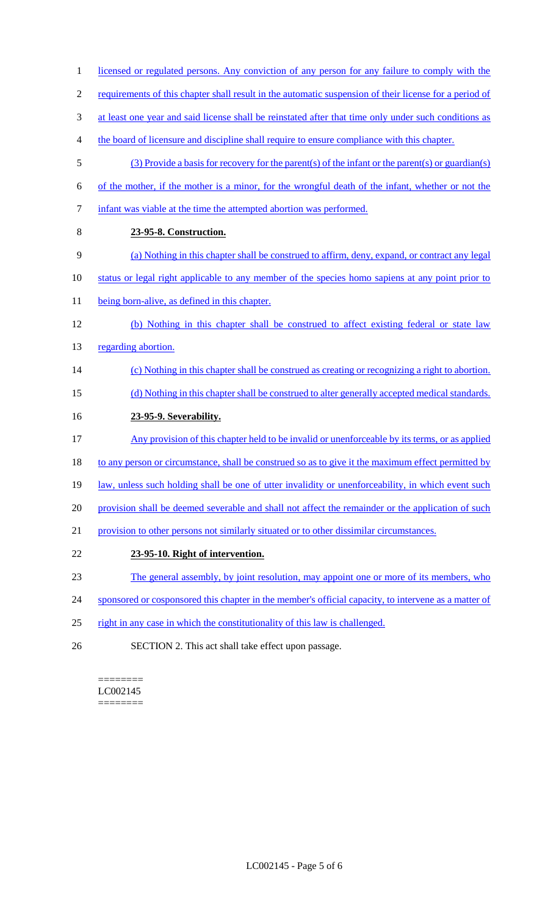licensed or regulated persons. Any conviction of any person for any failure to comply with the requirements of this chapter shall result in the automatic suspension of their license for a period of at least one year and said license shall be reinstated after that time only under such conditions as the board of licensure and discipline shall require to ensure compliance with this chapter.

(3) Provide a basis for recovery for the parent(s) of the infant or the parent(s) or guardian(s) of the mother, if the mother is a minor, for the wrongful death of the infant, whether or not the infant was viable at the time the attempted abortion was performed.

**23-95-8. Construction.**

(a) Nothing in this chapter shall be construed to affirm, deny, expand, or contract any legal status or legal right applicable to any member of the species homo sapiens at any point prior to being born-alive, as defined in this chapter.

(b) Nothing in this chapter shall be construed to affect existing federal or state law regarding abortion.

(c) Nothing in this chapter shall be construed as creating or recognizing a right to abortion.

(d) Nothing in this chapter shall be construed to alter generally accepted medical standards.

**23-95-9. Severability.**

Any provision of this chapter held to be invalid or unenforceable by its terms, or as applied to any person or circumstance, shall be construed so as to give it the maximum effect permitted by law, unless such holding shall be one of utter invalidity or unenforceability, in which event such provision shall be deemed severable and shall not affect the remainder or the application of such provision to other persons not similarly situated or to other dissimilar circumstances.

**23-95-10. Right of intervention.**

The general assembly, by joint resolution, may appoint one or more of its members, who sponsored or cosponsored this chapter in the member's official capacity, to intervene as a matter of right in any case in which the constitutionality of this law is challenged.

SECTION 2. This act shall take effect upon passage.

========
LC002145
========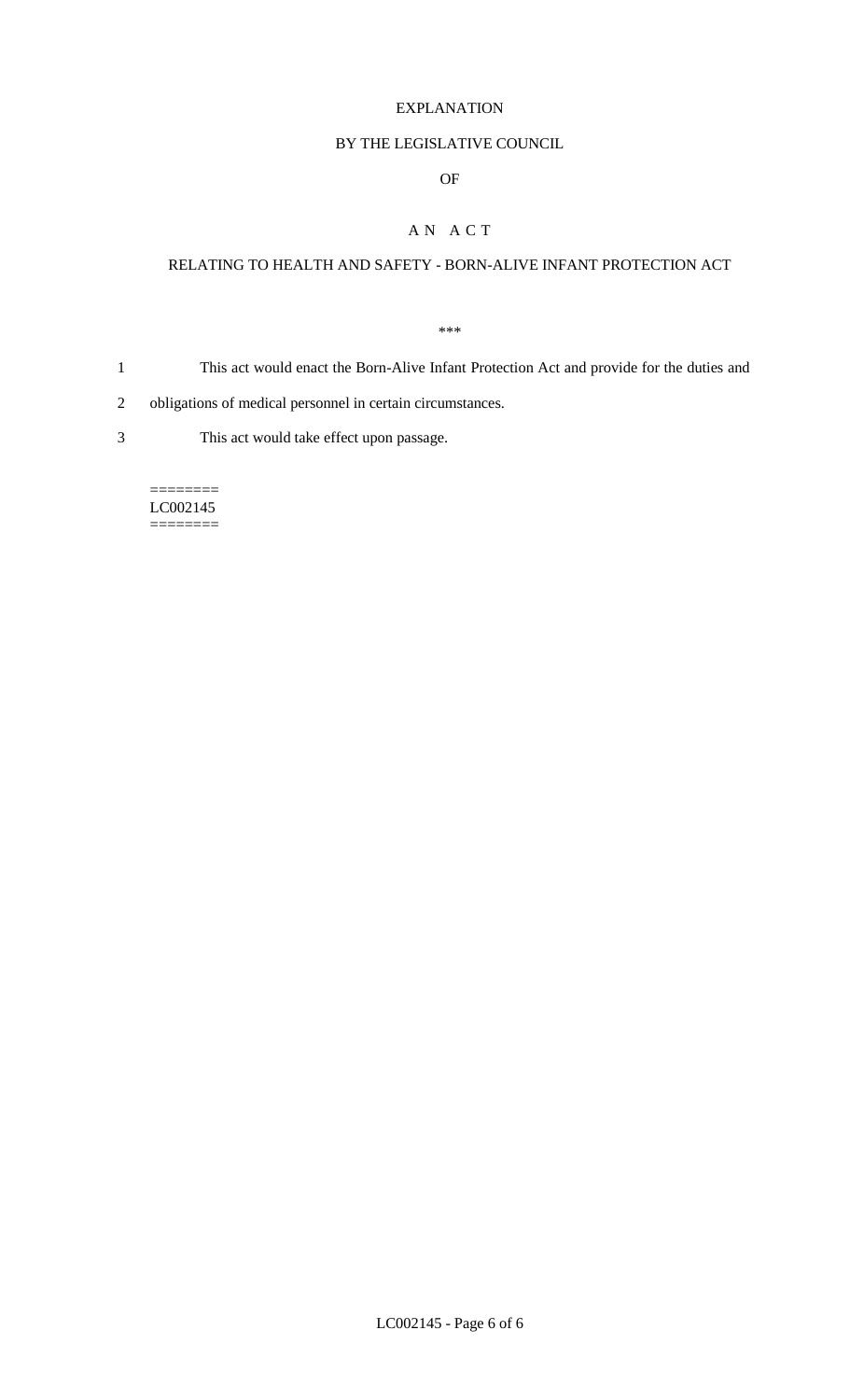EXPLANATION

BY THE LEGISLATIVE COUNCIL

OF

A N A C T

RELATING TO HEALTH AND SAFETY - BORN-ALIVE INFANT PROTECTION ACT

\*\*\*

1 This act would enact the Born-Alive Infant Protection Act and provide for the duties and

2 obligations of medical personnel in certain circumstances.

3 This act would take effect upon passage.

========
LC002145
========